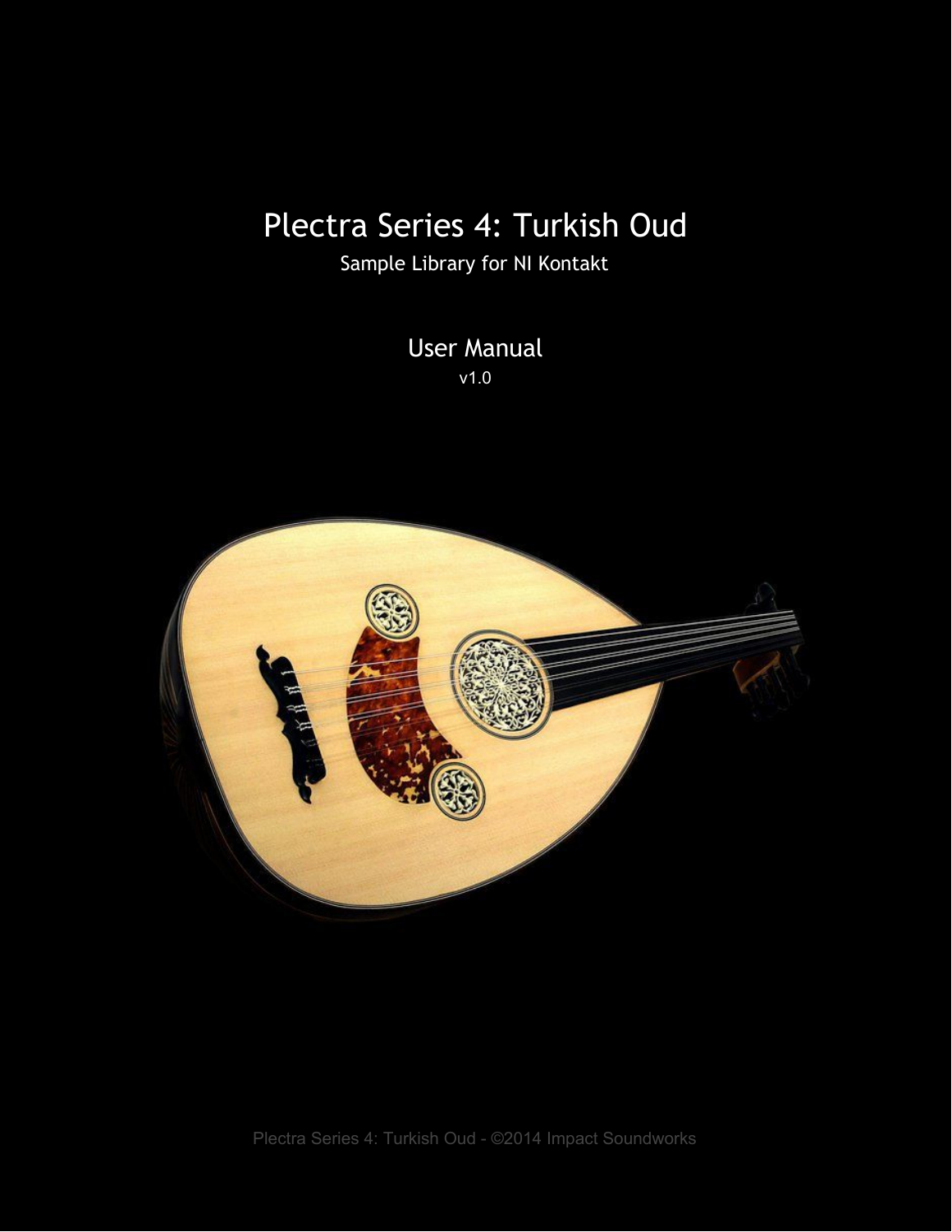# Plectra Series 4: Turkish Oud

Sample Library for NI Kontakt

## User Manual

v1.0

Plectra Series 4: Turkish Oud - ©2014 Impact Soundworks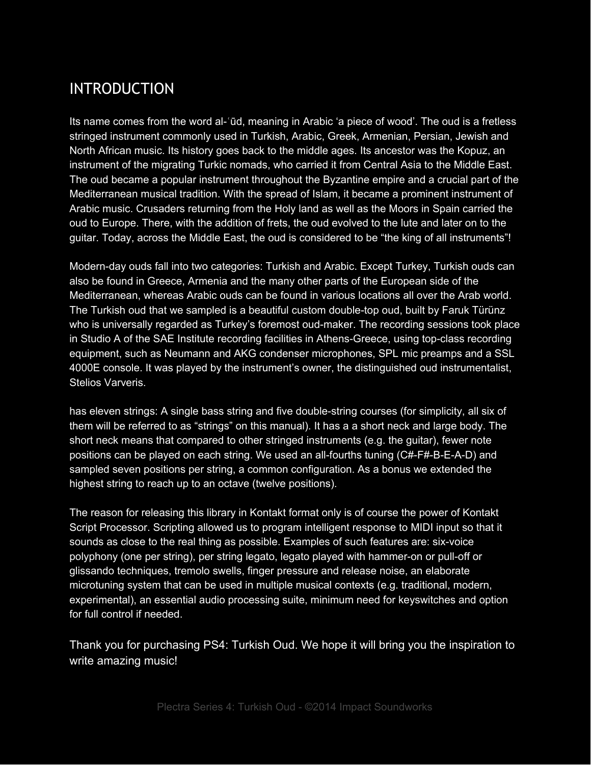# INTRODUCTION

Its name comes from the word al-ʿūd, meaning in Arabic 'a piece of wood'. The oud is a fretless stringed instrument commonly used in Turkish, Arabic, Greek, Armenian, Persian, Jewish and North African music. Its history goes back to the middle ages. Its ancestor was the Kopuz, an instrument of the migrating Turkic nomads, who carried it from Central Asia to the Middle East. The oud became a popular instrument throughout the Byzantine empire and a crucial part of the Mediterranean musical tradition. With the spread of Islam, it became a prominent instrument of Arabic music. Crusaders returning from the Holy land as well as the Moors in Spain carried the oud to Europe. There, with the addition of frets, the oud evolved to the lute and later on to the guitar. Today, across the Middle East, the oud is considered to be "the king of all instruments"!

Modern-day ouds fall into two categories: Turkish and Arabic. Except Turkey, Turkish ouds can also be found in Greece, Armenia and the many other parts of the European side of the Mediterranean, whereas Arabic ouds can be found in various locations all over the Arab world. The Turkish oud that we sampled is a beautiful custom double-top oud, built by Faruk Türünz who is universally regarded as Turkey's foremost oud-maker. The recording sessions took place in Studio A of the SAE Institute recording facilities in Athens-Greece, using top-class recording equipment, such as Neumann and AKG condenser microphones, SPL mic preamps and a SSL 4000E console. It was played by the instrument's owner, the distinguished oud instrumentalist, Stelios Varveris.

has eleven strings: A single bass string and five double-string courses (for simplicity, all six of them will be referred to as "strings" on this manual). It has a a short neck and large body. The short neck means that compared to other stringed instruments (e.g. the guitar), fewer note positions can be played on each string. We used an all-fourths tuning (C#-F#-B-E-A-D) and sampled seven positions per string, a common configuration. As a bonus we extended the highest string to reach up to an octave (twelve positions).

The reason for releasing this library in Kontakt format only is of course the power of Kontakt Script Processor. Scripting allowed us to program intelligent response to MIDI input so that it sounds as close to the real thing as possible. Examples of such features are: six-voice polyphony (one per string), per string legato, legato played with hammer-on or pull-off or glissando techniques, tremolo swells, finger pressure and release noise, an elaborate microtuning system that can be used in multiple musical contexts (e.g. traditional, modern, experimental), an essential audio processing suite, minimum need for keyswitches and option for full control if needed.

Thank you for purchasing PS4: Turkish Oud. We hope it will bring you the inspiration to write amazing music!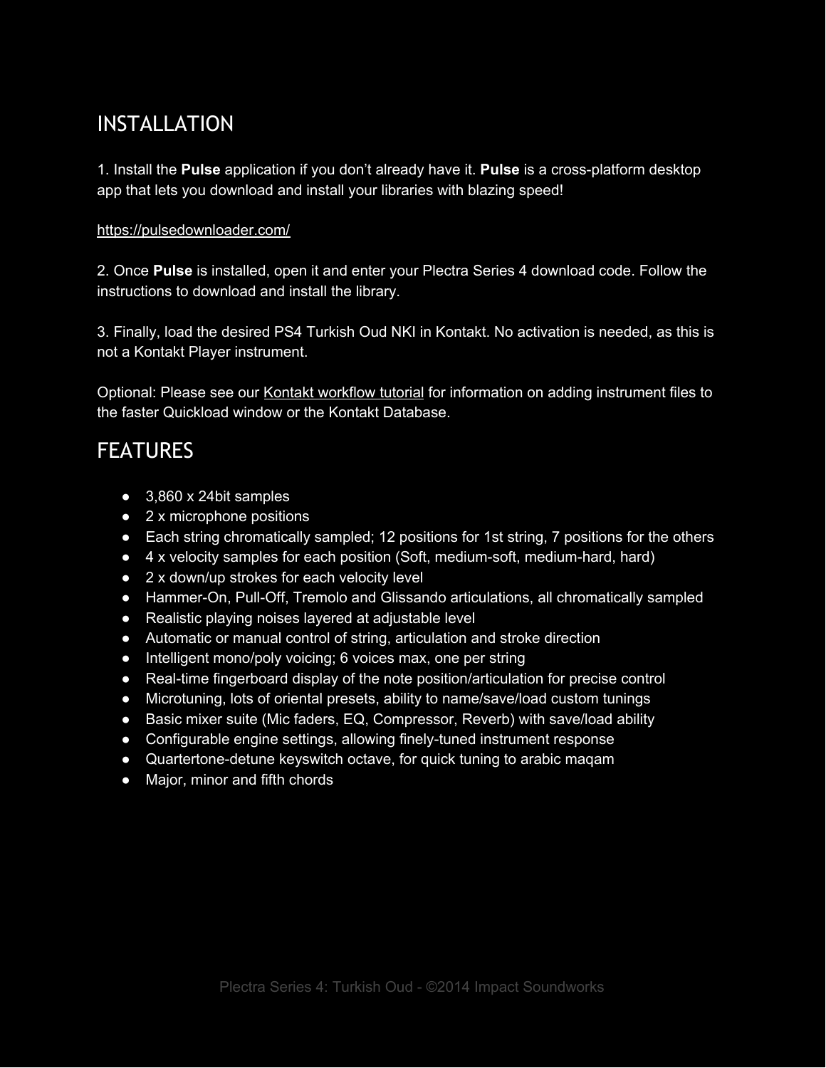## INSTALLATION

1. Install the **Pulse** application if you don't already have it. **Pulse** is a cross-platform desktop app that lets you download and install your libraries with blazing speed!

https://pulsedownloader.com/

2. Once **Pulse** is installed, open it and enter your Plectra Series 4 download code. Follow the instructions to download and install the library.

3. Finally, load the desired PS4 Turkish Oud NKI in Kontakt. No activation is needed, as this is not a Kontakt Player instrument.

Optional: Please see our Kontakt workflow tutorial for information on adding instrument files to the faster Quickload window or the Kontakt Database.

## FEATURES

- 3,860 x 24bit samples
- 2 x microphone positions
- Each string chromatically sampled; 12 positions for 1st string, 7 positions for the others
- 4 x velocity samples for each position (Soft, medium-soft, medium-hard, hard)
- 2 x down/up strokes for each velocity level
- Hammer-On, Pull-Off, Tremolo and Glissando articulations, all chromatically sampled
- Realistic playing noises layered at adjustable level
- Automatic or manual control of string, articulation and stroke direction
- Intelligent mono/poly voicing; 6 voices max, one per string
- Real-time fingerboard display of the note position/articulation for precise control
- Microtuning, lots of oriental presets, ability to name/save/load custom tunings
- Basic mixer suite (Mic faders, EQ, Compressor, Reverb) with save/load ability
- Configurable engine settings, allowing finely-tuned instrument response
- Quartertone-detune keyswitch octave, for quick tuning to arabic maqam
- Major, minor and fifth chords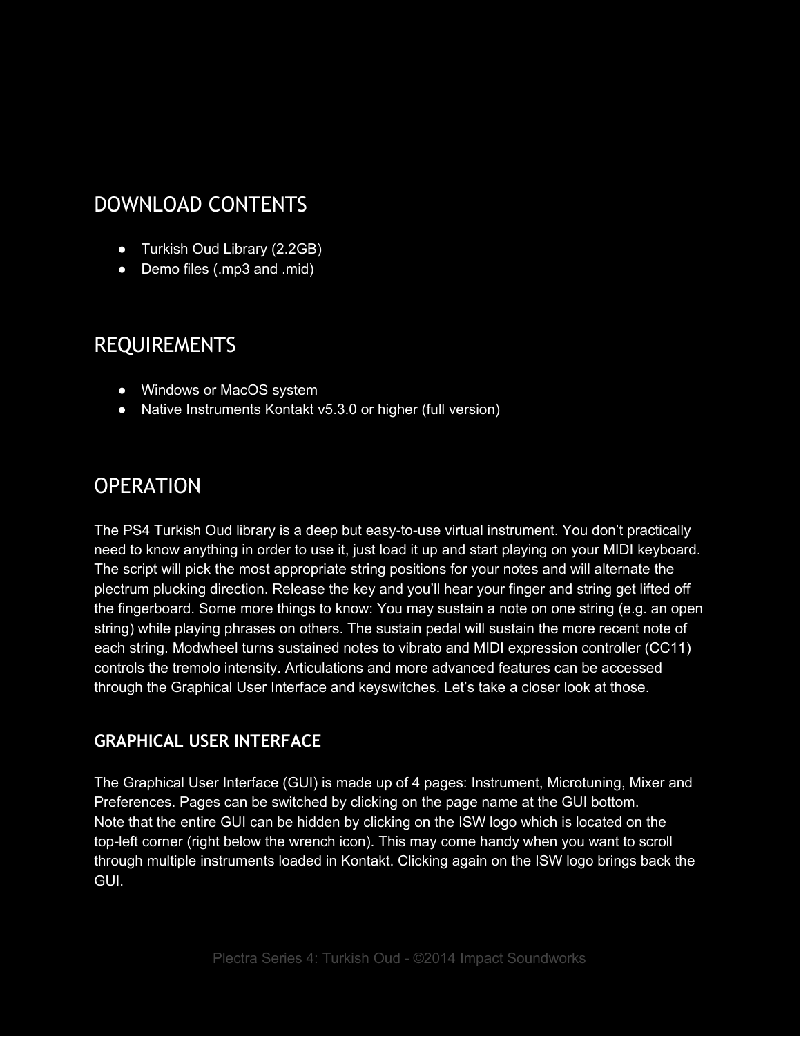## DOWNLOAD CONTENTS

- Turkish Oud Library (2.2GB)
- Demo files (.mp3 and .mid)

## REQUIREMENTS

- Windows or MacOS system
- Native Instruments Kontakt v5.3.0 or higher (full version)

## OPERATION

The PS4 Turkish Oud library is a deep but easy-to-use virtual instrument. You don't practically need to know anything in order to use it, just load it up and start playing on your MIDI keyboard. The script will pick the most appropriate string positions for your notes and will alternate the plectrum plucking direction. Release the key and you'll hear your finger and string get lifted off the fingerboard. Some more things to know: You may sustain a note on one string (e.g. an open string) while playing phrases on others. The sustain pedal will sustain the more recent note of each string. Modwheel turns sustained notes to vibrato and MIDI expression controller (CC11) controls the tremolo intensity. Articulations and more advanced features can be accessed through the Graphical User Interface and keyswitches. Let's take a closer look at those.

### GRAPHICAL USER INTERFACE

The Graphical User Interface (GUI) is made up of 4 pages: Instrument, Microtuning, Mixer and Preferences. Pages can be switched by clicking on the page name at the GUI bottom.
Note that the entire GUI can be hidden by clicking on the ISW logo which is located on the top-left corner (right below the wrench icon). This may come handy when you want to scroll through multiple instruments loaded in Kontakt. Clicking again on the ISW logo brings back the GUI.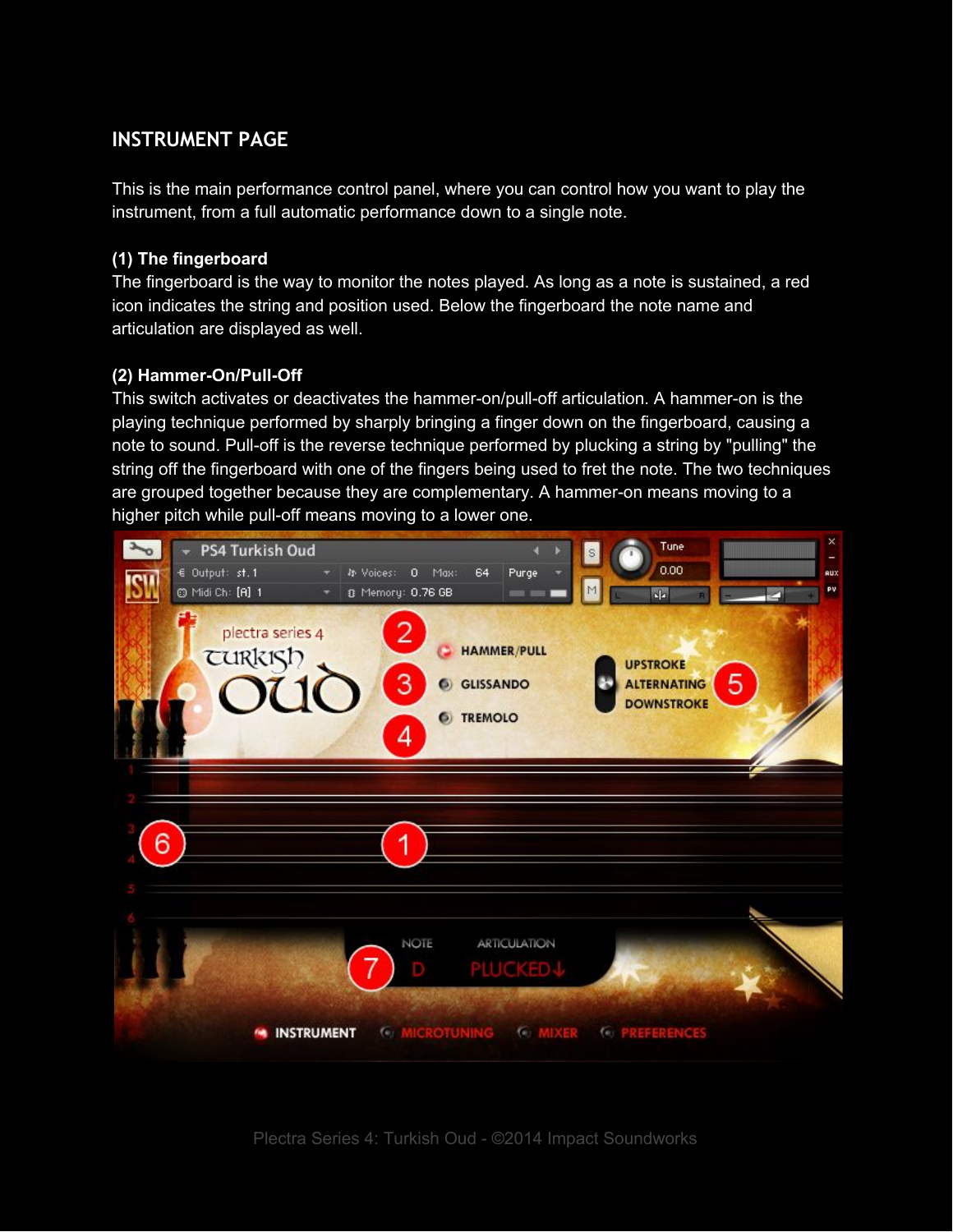## INSTRUMENT PAGE

This is the main performance control panel, where you can control how you want to play the instrument, from a full automatic performance down to a single note.

**(1) The fingerboard**

The fingerboard is the way to monitor the notes played. As long as a note is sustained, a red icon indicates the string and position used. Below the fingerboard the note name and articulation are displayed as well.

**(2) Hammer-On/Pull-Off**

This switch activates or deactivates the hammer-on/pull-off articulation. A hammer-on is the playing technique performed by sharply bringing a finger down on the fingerboard, causing a note to sound. Pull-off is the reverse technique performed by plucking a string by "pulling" the string off the fingerboard with one of the fingers being used to fret the note. The two techniques are grouped together because they are complementary. A hammer-on means moving to a higher pitch while pull-off means moving to a lower one.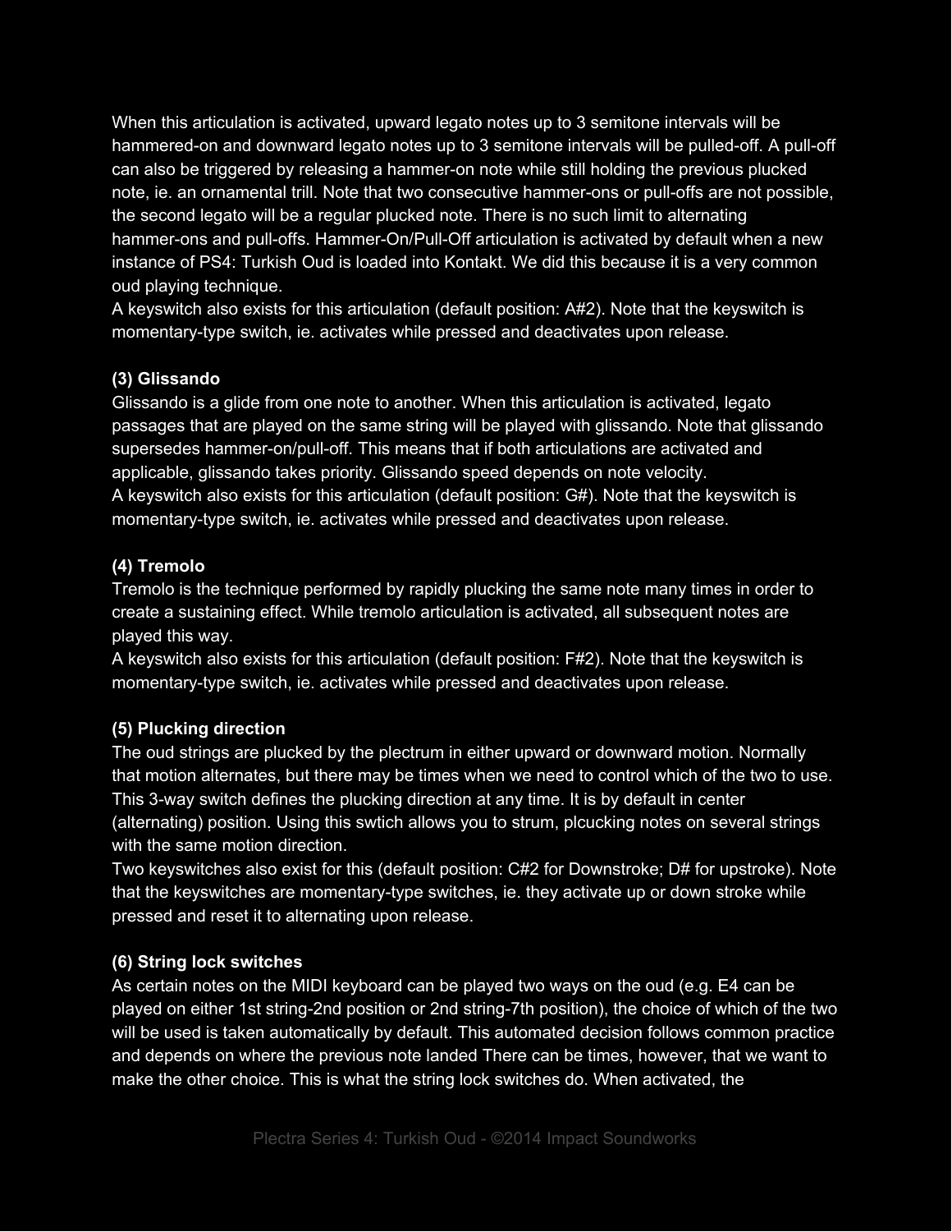When this articulation is activated, upward legato notes up to 3 semitone intervals will be hammered-on and downward legato notes up to 3 semitone intervals will be pulled-off. A pull-off can also be triggered by releasing a hammer-on note while still holding the previous plucked note, ie. an ornamental trill. Note that two consecutive hammer-ons or pull-offs are not possible, the second legato will be a regular plucked note. There is no such limit to alternating hammer-ons and pull-offs. Hammer-On/Pull-Off articulation is activated by default when a new instance of PS4: Turkish Oud is loaded into Kontakt. We did this because it is a very common oud playing technique.
A keyswitch also exists for this articulation (default position: A#2). Note that the keyswitch is momentary-type switch, ie. activates while pressed and deactivates upon release.

**(3) Glissando**
Glissando is a glide from one note to another. When this articulation is activated, legato passages that are played on the same string will be played with glissando. Note that glissando supersedes hammer-on/pull-off. This means that if both articulations are activated and applicable, glissando takes priority. Glissando speed depends on note velocity.
A keyswitch also exists for this articulation (default position: G#). Note that the keyswitch is momentary-type switch, ie. activates while pressed and deactivates upon release.

**(4) Tremolo**
Tremolo is the technique performed by rapidly plucking the same note many times in order to create a sustaining effect. While tremolo articulation is activated, all subsequent notes are played this way.
A keyswitch also exists for this articulation (default position: F#2). Note that the keyswitch is momentary-type switch, ie. activates while pressed and deactivates upon release.

**(5) Plucking direction**
The oud strings are plucked by the plectrum in either upward or downward motion. Normally that motion alternates, but there may be times when we need to control which of the two to use. This 3-way switch defines the plucking direction at any time. It is by default in center (alternating) position. Using this swtich allows you to strum, plcucking notes on several strings with the same motion direction.
Two keyswitches also exist for this (default position: C#2 for Downstroke; D# for upstroke). Note that the keyswitches are momentary-type switches, ie. they activate up or down stroke while pressed and reset it to alternating upon release.

**(6) String lock switches**
As certain notes on the MIDI keyboard can be played two ways on the oud (e.g. E4 can be played on either 1st string-2nd position or 2nd string-7th position), the choice of which of the two will be used is taken automatically by default. This automated decision follows common practice and depends on where the previous note landed There can be times, however, that we want to make the other choice. This is what the string lock switches do. When activated, the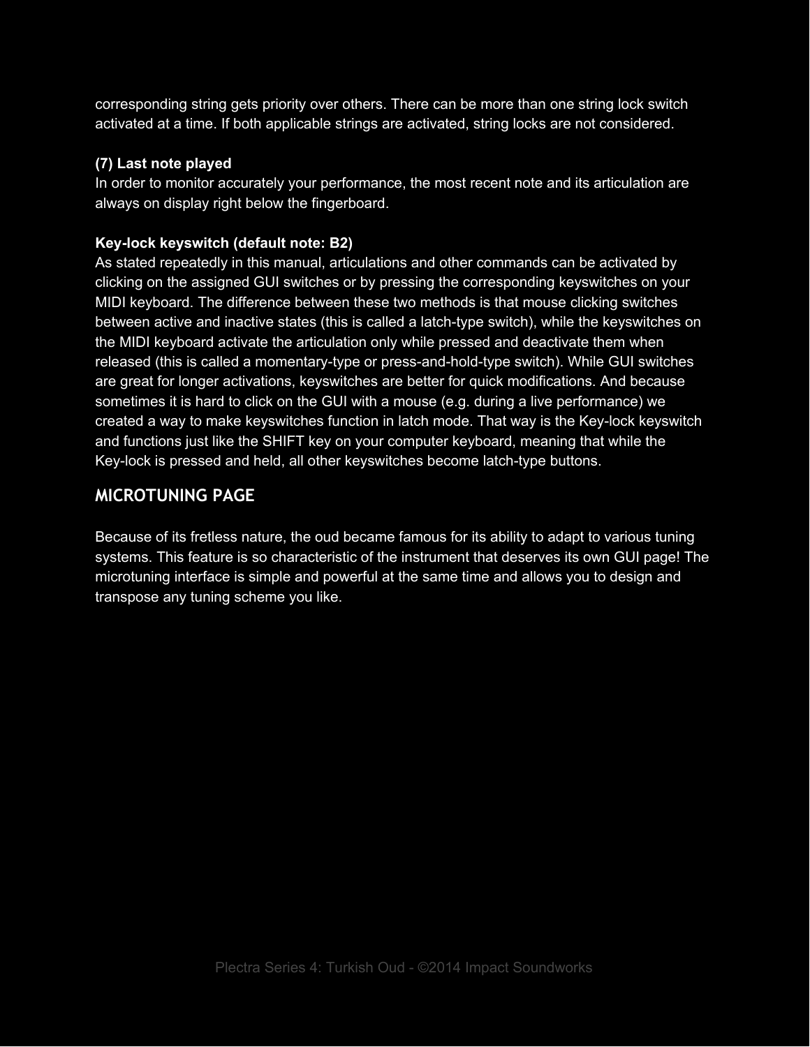corresponding string gets priority over others. There can be more than one string lock switch activated at a time. If both applicable strings are activated, string locks are not considered.

**(7) Last note played**
In order to monitor accurately your performance, the most recent note and its articulation are always on display right below the fingerboard.

**Key-lock keyswitch (default note: B2)**
As stated repeatedly in this manual, articulations and other commands can be activated by clicking on the assigned GUI switches or by pressing the corresponding keyswitches on your MIDI keyboard. The difference between these two methods is that mouse clicking switches between active and inactive states (this is called a latch-type switch), while the keyswitches on the MIDI keyboard activate the articulation only while pressed and deactivate them when released (this is called a momentary-type or press-and-hold-type switch). While GUI switches are great for longer activations, keyswitches are better for quick modifications. And because sometimes it is hard to click on the GUI with a mouse (e.g. during a live performance) we created a way to make keyswitches function in latch mode. That way is the Key-lock keyswitch and functions just like the SHIFT key on your computer keyboard, meaning that while the Key-lock is pressed and held, all other keyswitches become latch-type buttons.

## MICROTUNING PAGE

Because of its fretless nature, the oud became famous for its ability to adapt to various tuning systems. This feature is so characteristic of the instrument that deserves its own GUI page! The microtuning interface is simple and powerful at the same time and allows you to design and transpose any tuning scheme you like.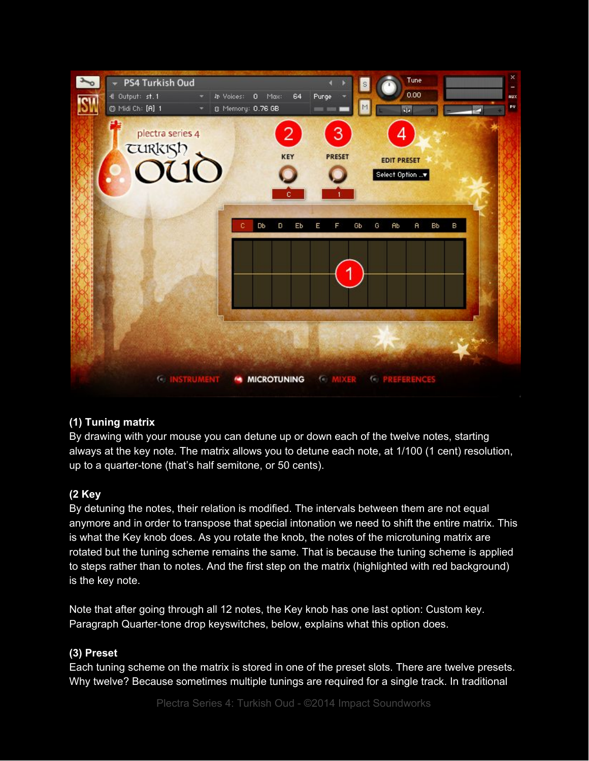**(1) Tuning matrix**

By drawing with your mouse you can detune up or down each of the twelve notes, starting always at the key note. The matrix allows you to detune each note, at 1/100 (1 cent) resolution, up to a quarter-tone (that's half semitone, or 50 cents).

**(2 Key**

By detuning the notes, their relation is modified. The intervals between them are not equal anymore and in order to transpose that special intonation we need to shift the entire matrix. This is what the Key knob does. As you rotate the knob, the notes of the microtuning matrix are rotated but the tuning scheme remains the same. That is because the tuning scheme is applied to steps rather than to notes. And the first step on the matrix (highlighted with red background) is the key note.

Note that after going through all 12 notes, the Key knob has one last option: Custom key. Paragraph Quarter-tone drop keyswitches, below, explains what this option does.

**(3) Preset**

Each tuning scheme on the matrix is stored in one of the preset slots. There are twelve presets. Why twelve? Because sometimes multiple tunings are required for a single track. In traditional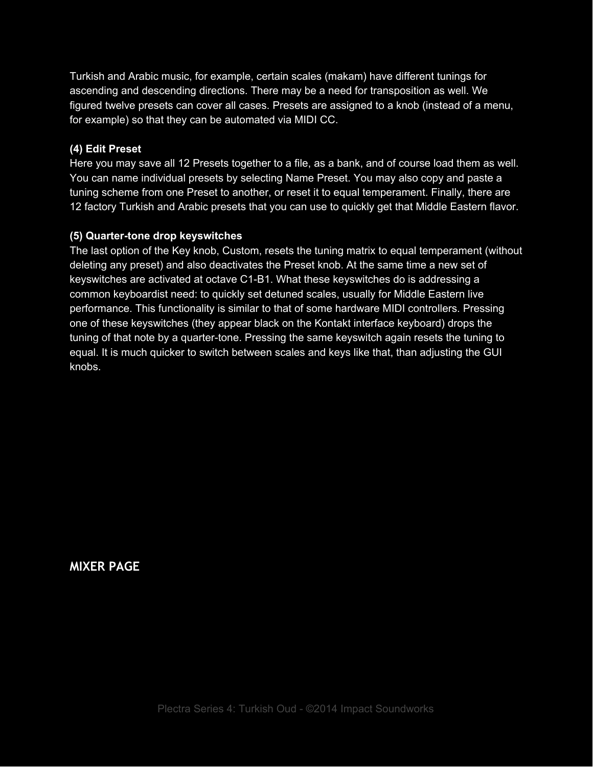Turkish and Arabic music, for example, certain scales (makam) have different tunings for ascending and descending directions. There may be a need for transposition as well. We figured twelve presets can cover all cases. Presets are assigned to a knob (instead of a menu, for example) so that they can be automated via MIDI CC.

**(4) Edit Preset**
Here you may save all 12 Presets together to a file, as a bank, and of course load them as well. You can name individual presets by selecting Name Preset. You may also copy and paste a tuning scheme from one Preset to another, or reset it to equal temperament. Finally, there are 12 factory Turkish and Arabic presets that you can use to quickly get that Middle Eastern flavor.

**(5) Quarter-tone drop keyswitches**
The last option of the Key knob, Custom, resets the tuning matrix to equal temperament (without deleting any preset) and also deactivates the Preset knob. At the same time a new set of keyswitches are activated at octave C1-B1. What these keyswitches do is addressing a common keyboardist need: to quickly set detuned scales, usually for Middle Eastern live performance. This functionality is similar to that of some hardware MIDI controllers. Pressing one of these keyswitches (they appear black on the Kontakt interface keyboard) drops the tuning of that note by a quarter-tone. Pressing the same keyswitch again resets the tuning to equal. It is much quicker to switch between scales and keys like that, than adjusting the GUI knobs.

## MIXER PAGE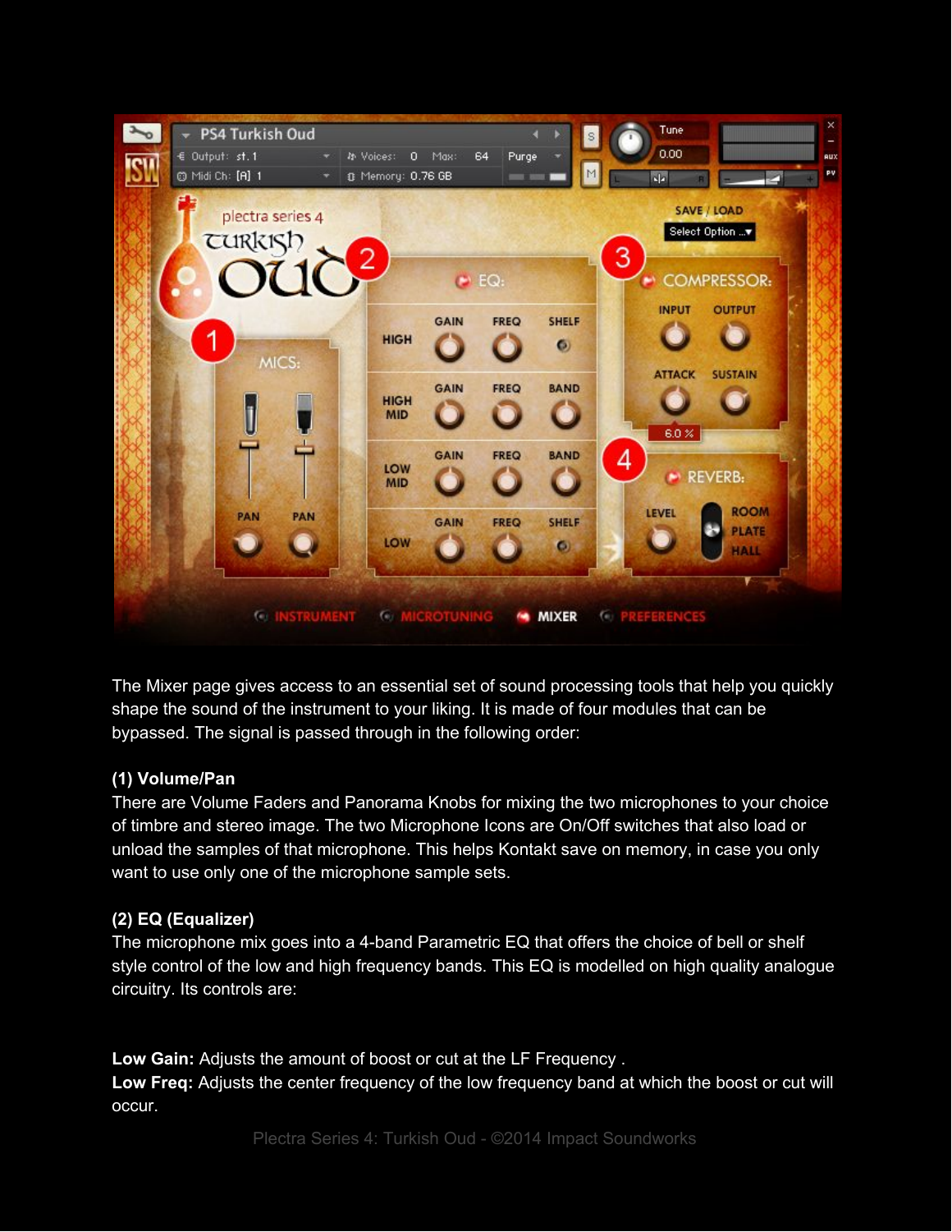The Mixer page gives access to an essential set of sound processing tools that help you quickly shape the sound of the instrument to your liking. It is made of four modules that can be bypassed. The signal is passed through in the following order:

**(1) Volume/Pan**

There are Volume Faders and Panorama Knobs for mixing the two microphones to your choice of timbre and stereo image. The two Microphone Icons are On/Off switches that also load or unload the samples of that microphone. This helps Kontakt save on memory, in case you only want to use only one of the microphone sample sets.

**(2) EQ (Equalizer)**

The microphone mix goes into a 4-band Parametric EQ that offers the choice of bell or shelf style control of the low and high frequency bands. This EQ is modelled on high quality analogue circuitry. Its controls are:

**Low Gain:** Adjusts the amount of boost or cut at the LF Frequency .
**Low Freq:** Adjusts the center frequency of the low frequency band at which the boost or cut will occur.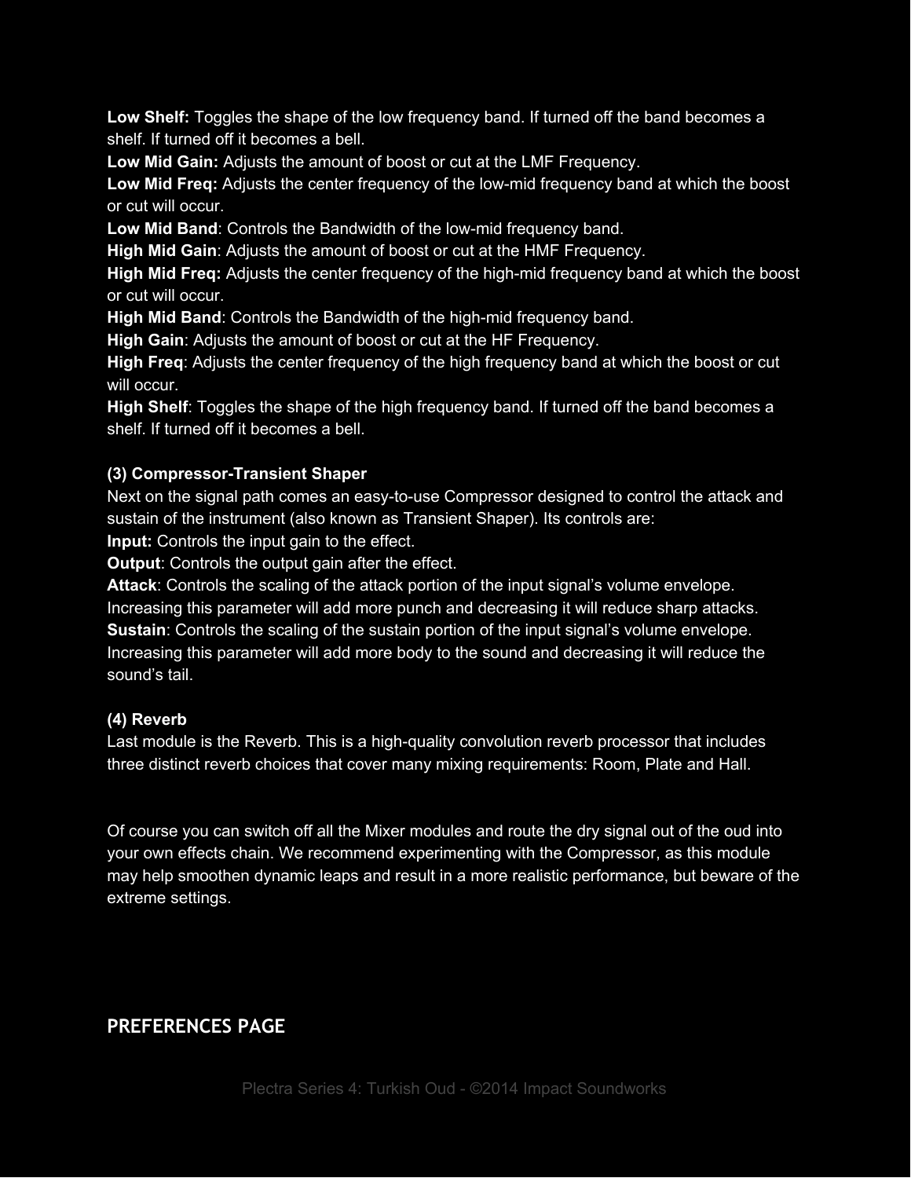**Low Shelf:** Toggles the shape of the low frequency band. If turned off the band becomes a shelf. If turned off it becomes a bell.
**Low Mid Gain:** Adjusts the amount of boost or cut at the LMF Frequency.
**Low Mid Freq:** Adjusts the center frequency of the low-mid frequency band at which the boost or cut will occur.
**Low Mid Band**: Controls the Bandwidth of the low-mid frequency band.
**High Mid Gain**: Adjusts the amount of boost or cut at the HMF Frequency.
**High Mid Freq:** Adjusts the center frequency of the high-mid frequency band at which the boost or cut will occur.
**High Mid Band**: Controls the Bandwidth of the high-mid frequency band.
**High Gain**: Adjusts the amount of boost or cut at the HF Frequency.
**High Freq**: Adjusts the center frequency of the high frequency band at which the boost or cut will occur.
**High Shelf**: Toggles the shape of the high frequency band. If turned off the band becomes a shelf. If turned off it becomes a bell.

**(3) Compressor-Transient Shaper**
Next on the signal path comes an easy-to-use Compressor designed to control the attack and sustain of the instrument (also known as Transient Shaper). Its controls are:
**Input:** Controls the input gain to the effect.
**Output**: Controls the output gain after the effect.
**Attack**: Controls the scaling of the attack portion of the input signal's volume envelope. Increasing this parameter will add more punch and decreasing it will reduce sharp attacks.
**Sustain**: Controls the scaling of the sustain portion of the input signal's volume envelope. Increasing this parameter will add more body to the sound and decreasing it will reduce the sound's tail.

**(4) Reverb**
Last module is the Reverb. This is a high-quality convolution reverb processor that includes three distinct reverb choices that cover many mixing requirements: Room, Plate and Hall.

Of course you can switch off all the Mixer modules and route the dry signal out of the oud into your own effects chain. We recommend experimenting with the Compressor, as this module may help smoothen dynamic leaps and result in a more realistic performance, but beware of the extreme settings.

## PREFERENCES PAGE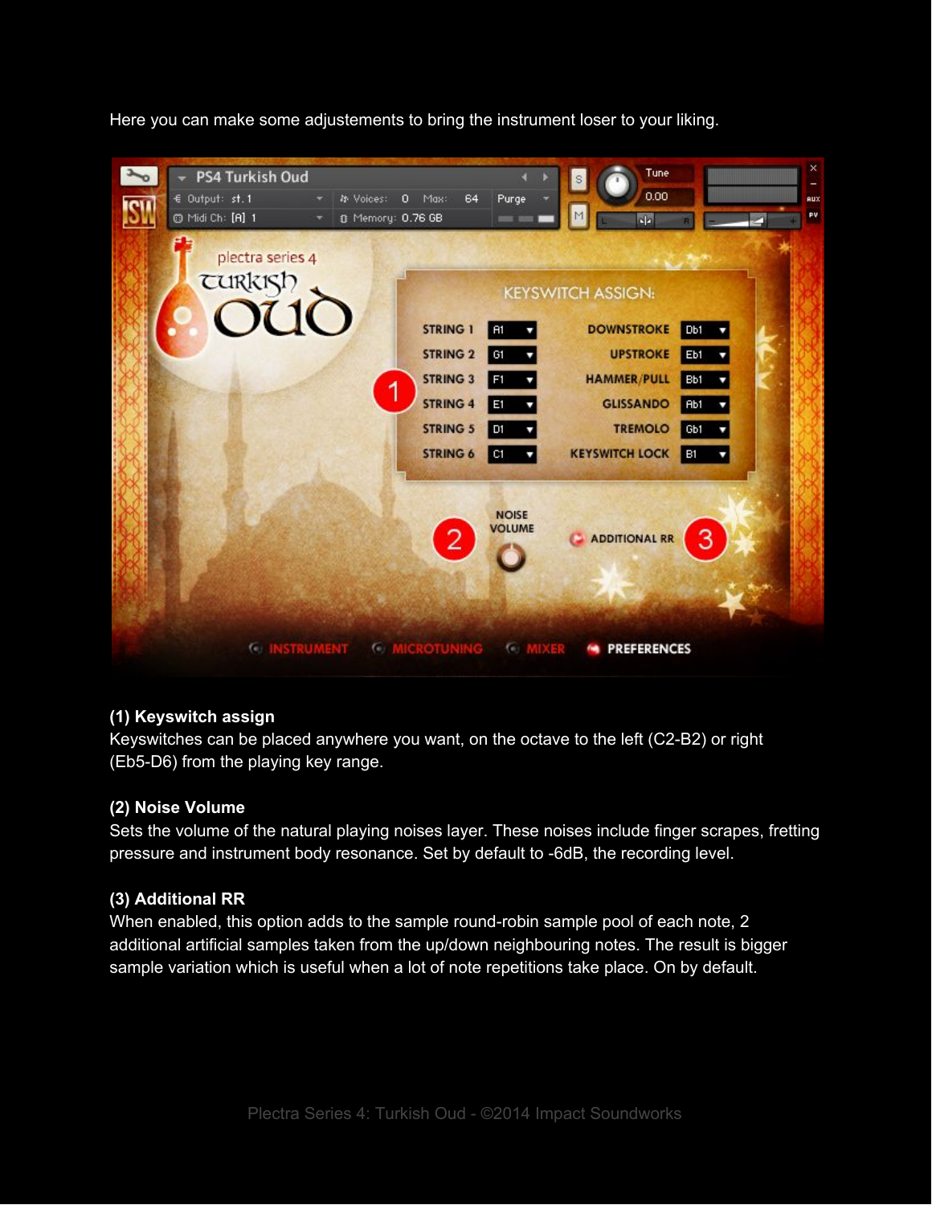Here you can make some adjustements to bring the instrument loser to your liking.

**(1) Keyswitch assign**
Keyswitches can be placed anywhere you want, on the octave to the left (C2-B2) or right (Eb5-D6) from the playing key range.

**(2) Noise Volume**
Sets the volume of the natural playing noises layer. These noises include finger scrapes, fretting pressure and instrument body resonance. Set by default to -6dB, the recording level.

**(3) Additional RR**
When enabled, this option adds to the sample round-robin sample pool of each note, 2 additional artificial samples taken from the up/down neighbouring notes. The result is bigger sample variation which is useful when a lot of note repetitions take place. On by default.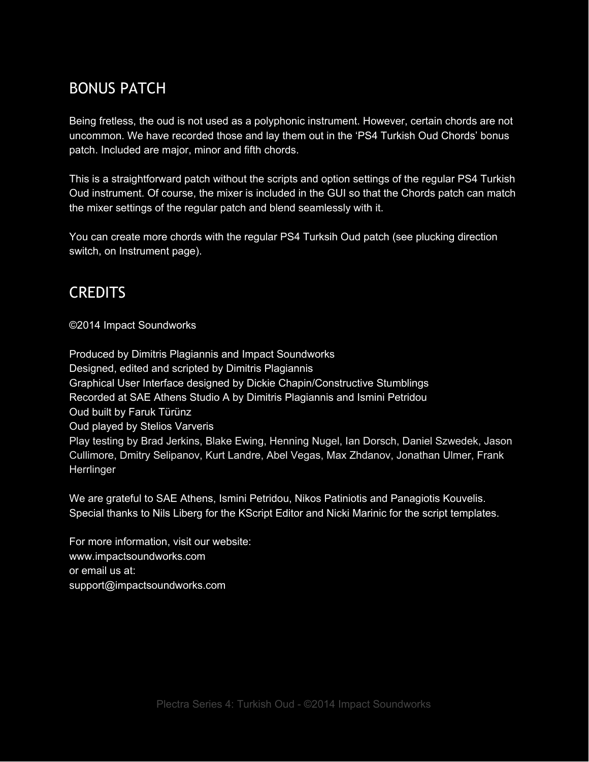## BONUS PATCH

Being fretless, the oud is not used as a polyphonic instrument. However, certain chords are not uncommon. We have recorded those and lay them out in the 'PS4 Turkish Oud Chords' bonus patch. Included are major, minor and fifth chords.

This is a straightforward patch without the scripts and option settings of the regular PS4 Turkish Oud instrument. Of course, the mixer is included in the GUI so that the Chords patch can match the mixer settings of the regular patch and blend seamlessly with it.

You can create more chords with the regular PS4 Turksih Oud patch (see plucking direction switch, on Instrument page).

## CREDITS

©2014 Impact Soundworks

Produced by Dimitris Plagiannis and Impact Soundworks
Designed, edited and scripted by Dimitris Plagiannis
Graphical User Interface designed by Dickie Chapin/Constructive Stumblings
Recorded at SAE Athens Studio A by Dimitris Plagiannis and Ismini Petridou
Oud built by Faruk Türünz
Oud played by Stelios Varveris
Play testing by Brad Jerkins, Blake Ewing, Henning Nugel, Ian Dorsch, Daniel Szwedek, Jason Cullimore, Dmitry Selipanov, Kurt Landre, Abel Vegas, Max Zhdanov, Jonathan Ulmer, Frank Herrlinger

We are grateful to SAE Athens, Ismini Petridou, Nikos Patiniotis and Panagiotis Kouvelis.
Special thanks to Nils Liberg for the KScript Editor and Nicki Marinic for the script templates.

For more information, visit our website:
www.impactsoundworks.com
or email us at:
support@impactsoundworks.com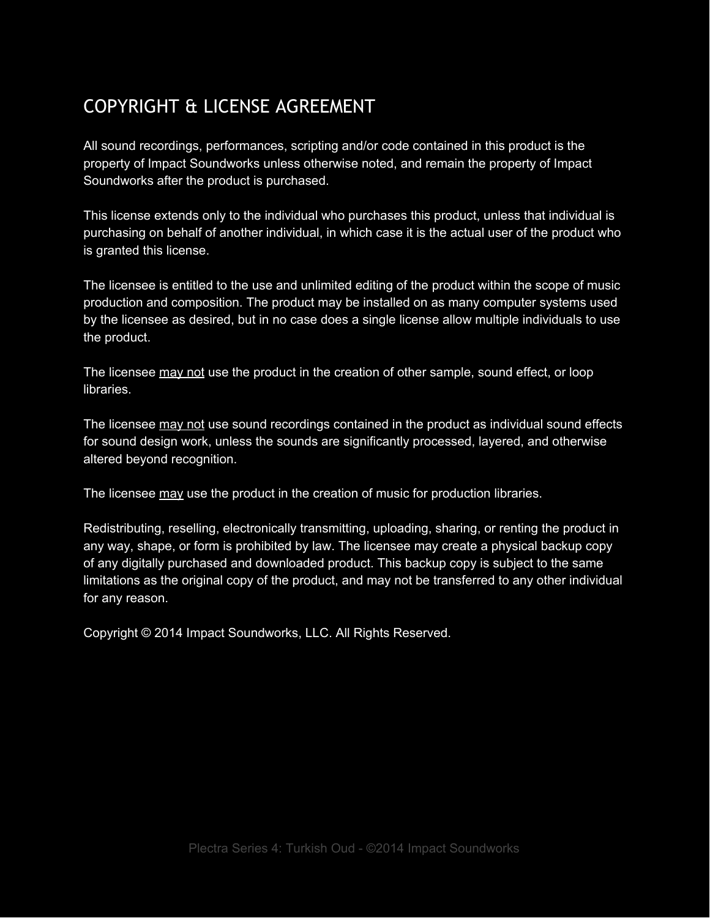# COPYRIGHT & LICENSE AGREEMENT

All sound recordings, performances, scripting and/or code contained in this product is the property of Impact Soundworks unless otherwise noted, and remain the property of Impact Soundworks after the product is purchased.

This license extends only to the individual who purchases this product, unless that individual is purchasing on behalf of another individual, in which case it is the actual user of the product who is granted this license.

The licensee is entitled to the use and unlimited editing of the product within the scope of music production and composition. The product may be installed on as many computer systems used by the licensee as desired, but in no case does a single license allow multiple individuals to use the product.

The licensee <u>may not</u> use the product in the creation of other sample, sound effect, or loop libraries.

The licensee <u>may not</u> use sound recordings contained in the product as individual sound effects for sound design work, unless the sounds are significantly processed, layered, and otherwise altered beyond recognition.

The licensee <u>may</u> use the product in the creation of music for production libraries.

Redistributing, reselling, electronically transmitting, uploading, sharing, or renting the product in any way, shape, or form is prohibited by law. The licensee may create a physical backup copy of any digitally purchased and downloaded product. This backup copy is subject to the same limitations as the original copy of the product, and may not be transferred to any other individual for any reason.

Copyright © 2014 Impact Soundworks, LLC. All Rights Reserved.